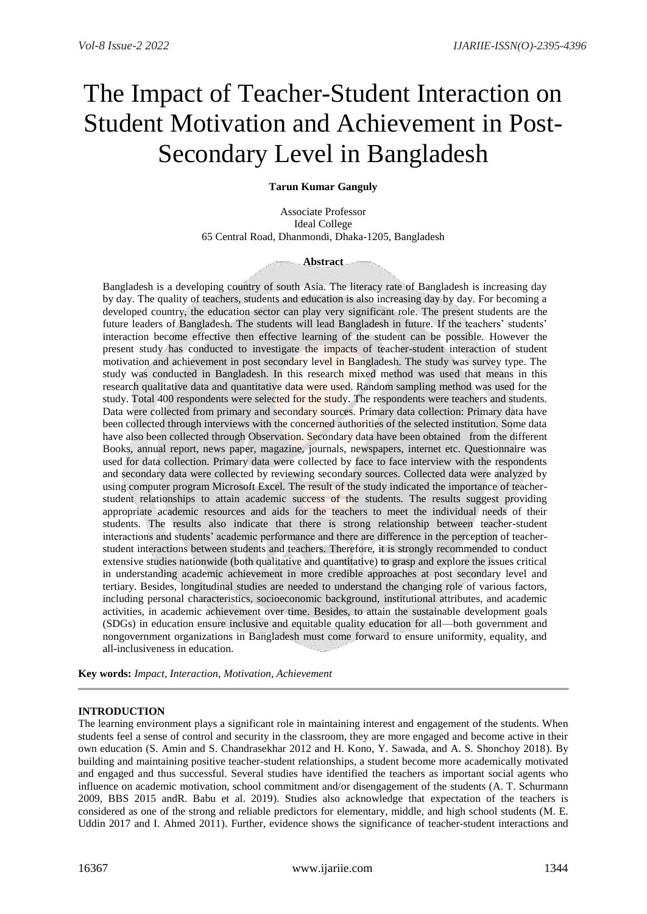# The Impact of Teacher-Student Interaction on Student Motivation and Achievement in Post-Secondary Level in Bangladesh

**Tarun Kumar Ganguly**

Associate Professor
Ideal College
65 Central Road, Dhanmondi, Dhaka-1205, Bangladesh

## Abstract

Bangladesh is a developing country of south Asia. The literacy rate of Bangladesh is increasing day by day. The quality of teachers, students and education is also increasing day by day. For becoming a developed country, the education sector can play very significant role. The present students are the future leaders of Bangladesh. The students will lead Bangladesh in future. If the teachers' students' interaction become effective then effective learning of the student can be possible. However the present study has conducted to investigate the impacts of teacher-student interaction of student motivation and achievement in post secondary level in Bangladesh. The study was survey type. The study was conducted in Bangladesh. In this research mixed method was used that means in this research qualitative data and quantitative data were used. Random sampling method was used for the study. Total 400 respondents were selected for the study. The respondents were teachers and students. Data were collected from primary and secondary sources. Primary data collection: Primary data have been collected through interviews with the concerned authorities of the selected institution. Some data have also been collected through Observation. Secondary data have been obtained from the different Books, annual report, news paper, magazine, journals, newspapers, internet etc. Questionnaire was used for data collection. Primary data were collected by face to face interview with the respondents and secondary data were collected by reviewing secondary sources. Collected data were analyzed by using computer program Microsoft Excel. The result of the study indicated the importance of teacher-student relationships to attain academic success of the students. The results suggest providing appropriate academic resources and aids for the teachers to meet the individual needs of their students. The results also indicate that there is strong relationship between teacher-student interactions and students' academic performance and there are difference in the perception of teacher-student interactions between students and teachers. Therefore, it is strongly recommended to conduct extensive studies nationwide (both qualitative and quantitative) to grasp and explore the issues critical in understanding academic achievement in more credible approaches at post secondary level and tertiary. Besides, longitudinal studies are needed to understand the changing role of various factors, including personal characteristics, socioeconomic background, institutional attributes, and academic activities, in academic achievement over time. Besides, to attain the sustainable development goals (SDGs) in education ensure inclusive and equitable quality education for all—both government and nongovernment organizations in Bangladesh must come forward to ensure uniformity, equality, and all-inclusiveness in education.

**Key words:** *Impact, Interaction, Motivation, Achievement*

## INTRODUCTION

The learning environment plays a significant role in maintaining interest and engagement of the students. When students feel a sense of control and security in the classroom, they are more engaged and become active in their own education (S. Amin and S. Chandrasekhar 2012 and H. Kono, Y. Sawada, and A. S. Shonchoy 2018). By building and maintaining positive teacher-student relationships, a student become more academically motivated and engaged and thus successful. Several studies have identified the teachers as important social agents who influence on academic motivation, school commitment and/or disengagement of the students (A. T. Schurmann 2009, BBS 2015 andR. Babu et al. 2019). Studies also acknowledge that expectation of the teachers is considered as one of the strong and reliable predictors for elementary, middle, and high school students (M. E. Uddin 2017 and I. Ahmed 2011). Further, evidence shows the significance of teacher-student interactions and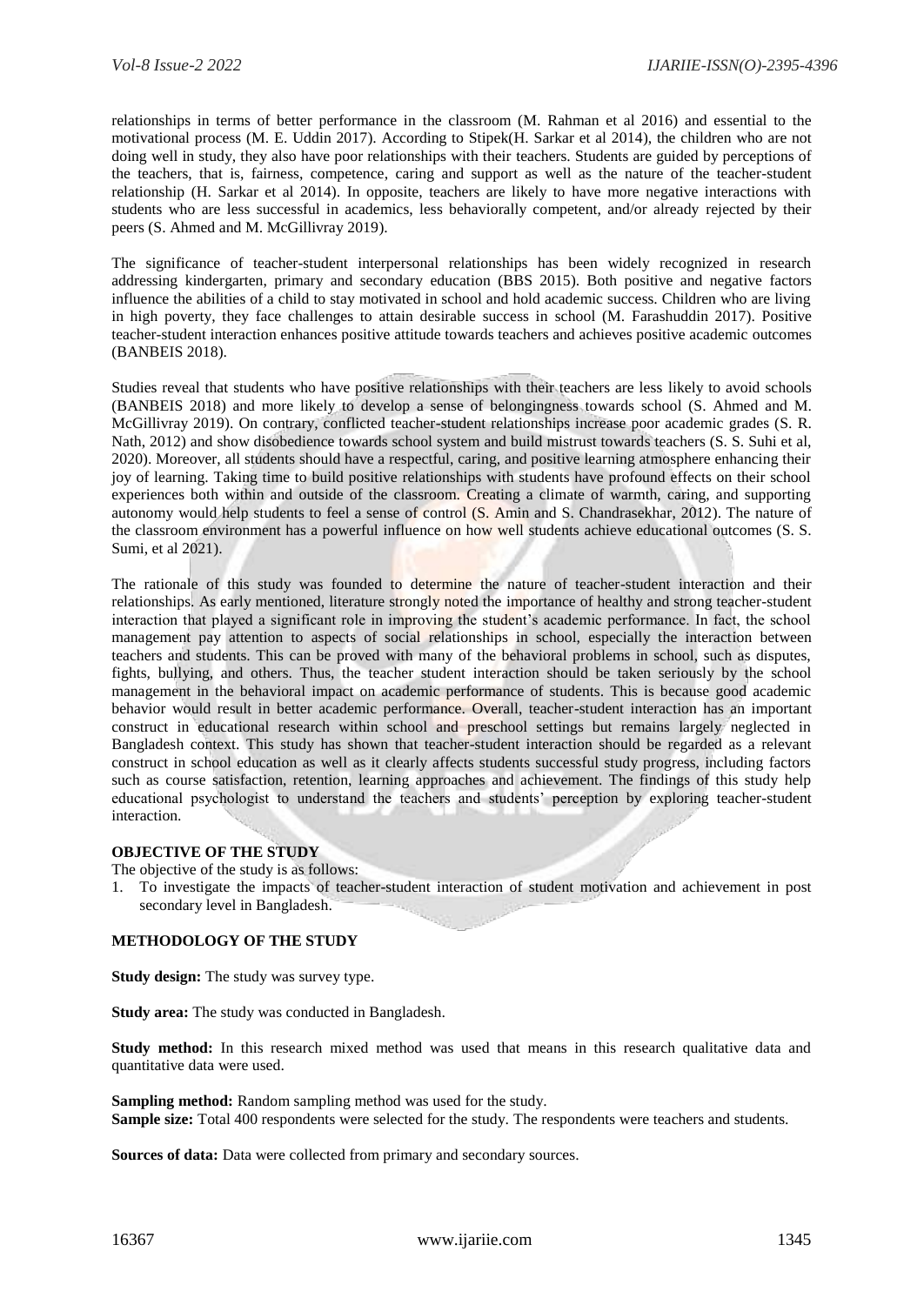relationships in terms of better performance in the classroom (M. Rahman et al 2016) and essential to the motivational process (M. E. Uddin 2017). According to Stipek(H. Sarkar et al 2014), the children who are not doing well in study, they also have poor relationships with their teachers. Students are guided by perceptions of the teachers, that is, fairness, competence, caring and support as well as the nature of the teacher-student relationship (H. Sarkar et al 2014). In opposite, teachers are likely to have more negative interactions with students who are less successful in academics, less behaviorally competent, and/or already rejected by their peers (S. Ahmed and M. McGillivray 2019).

The significance of teacher-student interpersonal relationships has been widely recognized in research addressing kindergarten, primary and secondary education (BBS 2015). Both positive and negative factors influence the abilities of a child to stay motivated in school and hold academic success. Children who are living in high poverty, they face challenges to attain desirable success in school (M. Farashuddin 2017). Positive teacher-student interaction enhances positive attitude towards teachers and achieves positive academic outcomes (BANBEIS 2018).

Studies reveal that students who have positive relationships with their teachers are less likely to avoid schools (BANBEIS 2018) and more likely to develop a sense of belongingness towards school (S. Ahmed and M. McGillivray 2019). On contrary, conflicted teacher-student relationships increase poor academic grades (S. R. Nath, 2012) and show disobedience towards school system and build mistrust towards teachers (S. S. Suhi et al, 2020). Moreover, all students should have a respectful, caring, and positive learning atmosphere enhancing their joy of learning. Taking time to build positive relationships with students have profound effects on their school experiences both within and outside of the classroom. Creating a climate of warmth, caring, and supporting autonomy would help students to feel a sense of control (S. Amin and S. Chandrasekhar, 2012). The nature of the classroom environment has a powerful influence on how well students achieve educational outcomes (S. S. Sumi, et al 2021).

The rationale of this study was founded to determine the nature of teacher-student interaction and their relationships. As early mentioned, literature strongly noted the importance of healthy and strong teacher-student interaction that played a significant role in improving the student's academic performance. In fact, the school management pay attention to aspects of social relationships in school, especially the interaction between teachers and students. This can be proved with many of the behavioral problems in school, such as disputes, fights, bullying, and others. Thus, the teacher student interaction should be taken seriously by the school management in the behavioral impact on academic performance of students. This is because good academic behavior would result in better academic performance. Overall, teacher-student interaction has an important construct in educational research within school and preschool settings but remains largely neglected in Bangladesh context. This study has shown that teacher-student interaction should be regarded as a relevant construct in school education as well as it clearly affects students successful study progress, including factors such as course satisfaction, retention, learning approaches and achievement. The findings of this study help educational psychologist to understand the teachers and students' perception by exploring teacher-student interaction.

## OBJECTIVE OF THE STUDY

The objective of the study is as follows:

1. To investigate the impacts of teacher-student interaction of student motivation and achievement in post secondary level in Bangladesh.

## METHODOLOGY OF THE STUDY

**Study design:** The study was survey type.

**Study area:** The study was conducted in Bangladesh.

**Study method:** In this research mixed method was used that means in this research qualitative data and quantitative data were used.

**Sampling method:** Random sampling method was used for the study.
**Sample size:** Total 400 respondents were selected for the study. The respondents were teachers and students.

**Sources of data:** Data were collected from primary and secondary sources.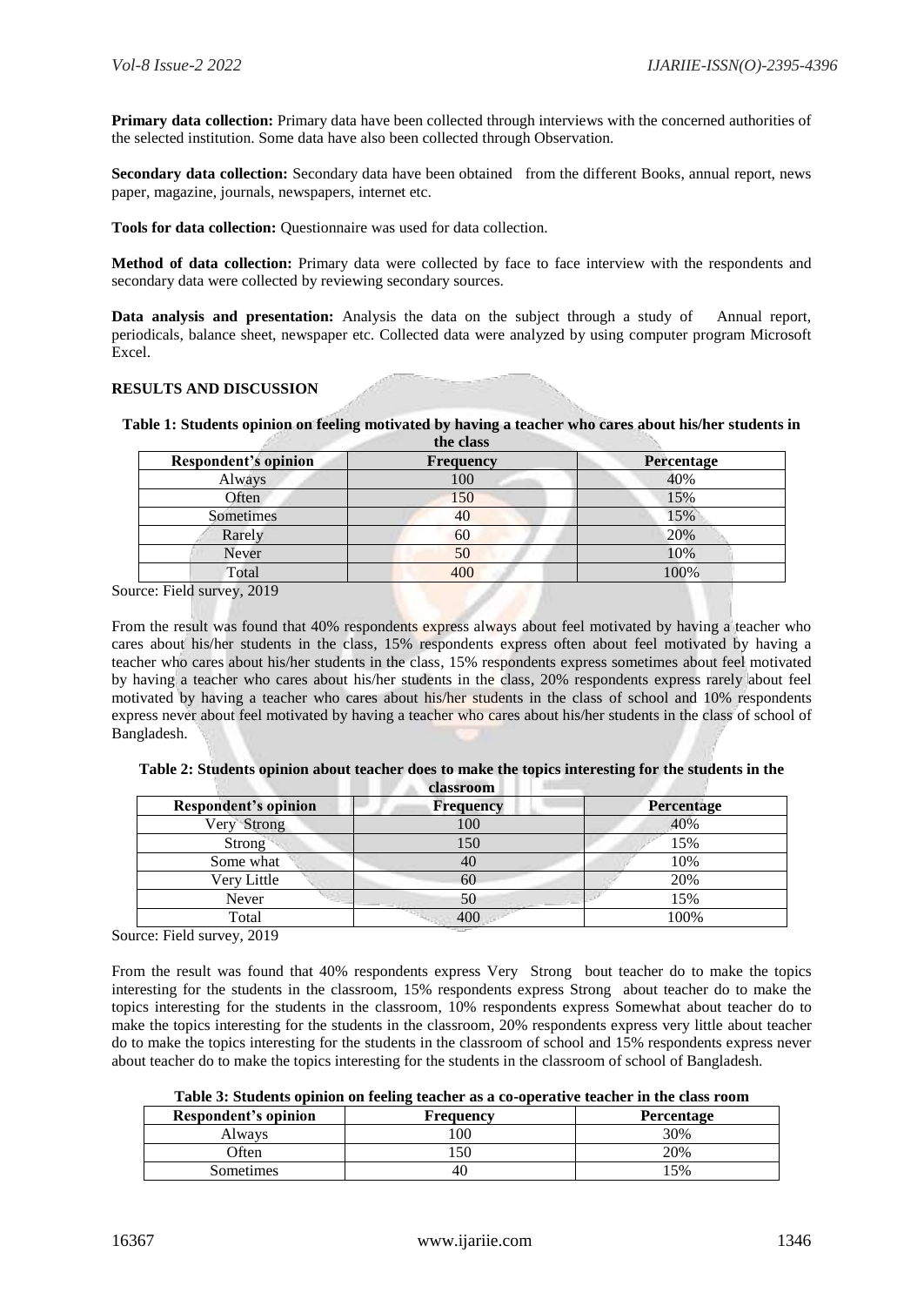**Primary data collection:** Primary data have been collected through interviews with the concerned authorities of the selected institution. Some data have also been collected through Observation.

**Secondary data collection:** Secondary data have been obtained from the different Books, annual report, news paper, magazine, journals, newspapers, internet etc.

**Tools for data collection:** Questionnaire was used for data collection.

**Method of data collection:** Primary data were collected by face to face interview with the respondents and secondary data were collected by reviewing secondary sources.

**Data analysis and presentation:** Analysis the data on the subject through a study of Annual report, periodicals, balance sheet, newspaper etc. Collected data were analyzed by using computer program Microsoft Excel.

## RESULTS AND DISCUSSION

**Table 1: Students opinion on feeling motivated by having a teacher who cares about his/her students in the class**

| Respondent's opinion | Frequency | Percentage |
|---|---|---|
| Always | 100 | 40% |
| Often | 150 | 15% |
| Sometimes | 40 | 15% |
| Rarely | 60 | 20% |
| Never | 50 | 10% |
| Total | 400 | 100% |

Source: Field survey, 2019

From the result was found that 40% respondents express always about feel motivated by having a teacher who cares about his/her students in the class, 15% respondents express often about feel motivated by having a teacher who cares about his/her students in the class, 15% respondents express sometimes about feel motivated by having a teacher who cares about his/her students in the class, 20% respondents express rarely about feel motivated by having a teacher who cares about his/her students in the class of school and 10% respondents express never about feel motivated by having a teacher who cares about his/her students in the class of school of Bangladesh.

**Table 2: Students opinion about teacher does to make the topics interesting for the students in the classroom**

| Respondent's opinion | Frequency | Percentage |
|---|---|---|
| Very Strong | 100 | 40% |
| Strong | 150 | 15% |
| Some what | 40 | 10% |
| Very Little | 60 | 20% |
| Never | 50 | 15% |
| Total | 400 | 100% |

Source: Field survey, 2019

From the result was found that 40% respondents express Very Strong bout teacher do to make the topics interesting for the students in the classroom, 15% respondents express Strong about teacher do to make the topics interesting for the students in the classroom, 10% respondents express Somewhat about teacher do to make the topics interesting for the students in the classroom, 20% respondents express very little about teacher do to make the topics interesting for the students in the classroom of school and 15% respondents express never about teacher do to make the topics interesting for the students in the classroom of school of Bangladesh.

**Table 3: Students opinion on feeling teacher as a co-operative teacher in the class room**

| Respondent's opinion | Frequency | Percentage |
|---|---|---|
| Always | 100 | 30% |
| Often | 150 | 20% |
| Sometimes | 40 | 15% |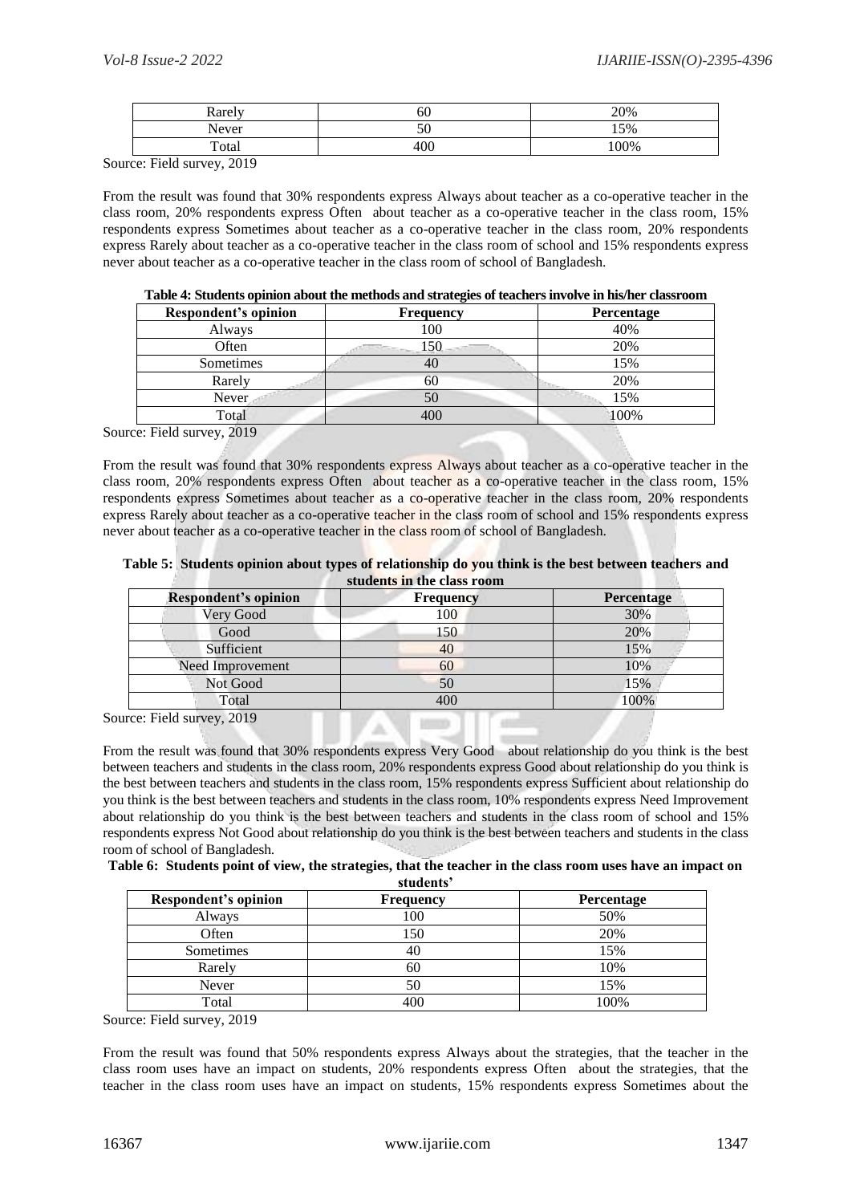| Rarely | 60 | 20% |
|---|---|---|
| Never | 50 | 15% |
| Total | 400 | 100% |

Source: Field survey, 2019

From the result was found that 30% respondents express Always about teacher as a co-operative teacher in the class room, 20% respondents express Often about teacher as a co-operative teacher in the class room, 15% respondents express Sometimes about teacher as a co-operative teacher in the class room, 20% respondents express Rarely about teacher as a co-operative teacher in the class room of school and 15% respondents express never about teacher as a co-operative teacher in the class room of school of Bangladesh.

**Table 4: Students opinion about the methods and strategies of teachers involve in his/her classroom**

| Respondent's opinion | Frequency | Percentage |
|---|---|---|
| Always | 100 | 40% |
| Often | 150 | 20% |
| Sometimes | 40 | 15% |
| Rarely | 60 | 20% |
| Never | 50 | 15% |
| Total | 400 | 100% |

Source: Field survey, 2019

From the result was found that 30% respondents express Always about teacher as a co-operative teacher in the class room, 20% respondents express Often about teacher as a co-operative teacher in the class room, 15% respondents express Sometimes about teacher as a co-operative teacher in the class room, 20% respondents express Rarely about teacher as a co-operative teacher in the class room of school and 15% respondents express never about teacher as a co-operative teacher in the class room of school of Bangladesh.

**Table 5: Students opinion about types of relationship do you think is the best between teachers and students in the class room**

| Respondent's opinion | Frequency | Percentage |
|---|---|---|
| Very Good | 100 | 30% |
| Good | 150 | 20% |
| Sufficient | 40 | 15% |
| Need Improvement | 60 | 10% |
| Not Good | 50 | 15% |
| Total | 400 | 100% |

Source: Field survey, 2019

From the result was found that 30% respondents express Very Good about relationship do you think is the best between teachers and students in the class room, 20% respondents express Good about relationship do you think is the best between teachers and students in the class room, 15% respondents express Sufficient about relationship do you think is the best between teachers and students in the class room, 10% respondents express Need Improvement about relationship do you think is the best between teachers and students in the class room of school and 15% respondents express Not Good about relationship do you think is the best between teachers and students in the class room of school of Bangladesh.

**Table 6: Students point of view, the strategies, that the teacher in the class room uses have an impact on students'**

| Respondent's opinion | Frequency | Percentage |
|---|---|---|
| Always | 100 | 50% |
| Often | 150 | 20% |
| Sometimes | 40 | 15% |
| Rarely | 60 | 10% |
| Never | 50 | 15% |
| Total | 400 | 100% |

Source: Field survey, 2019

From the result was found that 50% respondents express Always about the strategies, that the teacher in the class room uses have an impact on students, 20% respondents express Often about the strategies, that the teacher in the class room uses have an impact on students, 15% respondents express Sometimes about the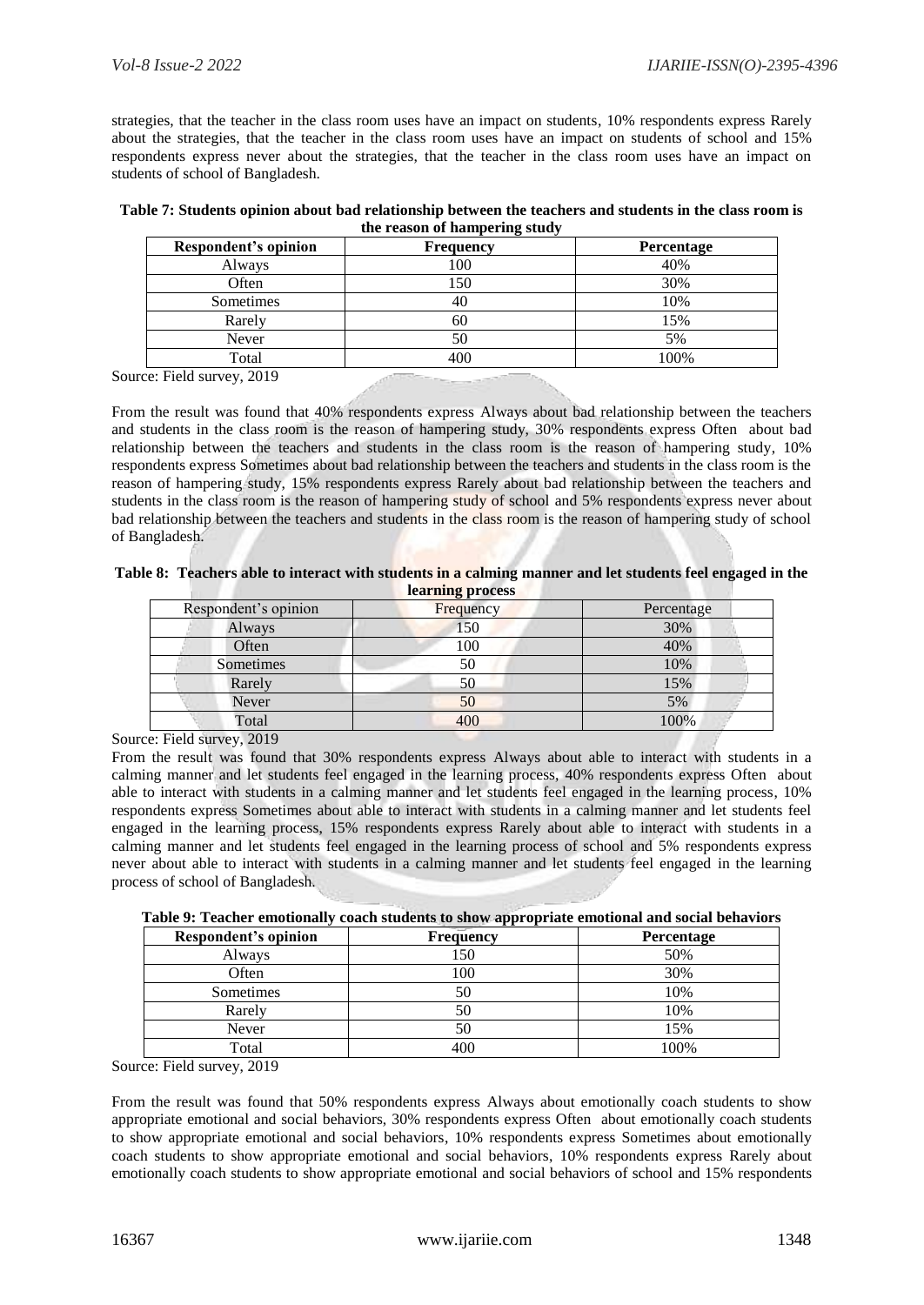strategies, that the teacher in the class room uses have an impact on students, 10% respondents express Rarely about the strategies, that the teacher in the class room uses have an impact on students of school and 15% respondents express never about the strategies, that the teacher in the class room uses have an impact on students of school of Bangladesh.

**Table 7: Students opinion about bad relationship between the teachers and students in the class room is the reason of hampering study**

| Respondent's opinion | Frequency | Percentage |
|---|---|---|
| Always | 100 | 40% |
| Often | 150 | 30% |
| Sometimes | 40 | 10% |
| Rarely | 60 | 15% |
| Never | 50 | 5% |
| Total | 400 | 100% |

Source: Field survey, 2019

From the result was found that 40% respondents express Always about bad relationship between the teachers and students in the class room is the reason of hampering study, 30% respondents express Often about bad relationship between the teachers and students in the class room is the reason of hampering study, 10% respondents express Sometimes about bad relationship between the teachers and students in the class room is the reason of hampering study, 15% respondents express Rarely about bad relationship between the teachers and students in the class room is the reason of hampering study of school and 5% respondents express never about bad relationship between the teachers and students in the class room is the reason of hampering study of school of Bangladesh.

**Table 8: Teachers able to interact with students in a calming manner and let students feel engaged in the learning process**

| Respondent's opinion | Frequency | Percentage |
|---|---|---|
| Always | 150 | 30% |
| Often | 100 | 40% |
| Sometimes | 50 | 10% |
| Rarely | 50 | 15% |
| Never | 50 | 5% |
| Total | 400 | 100% |

Source: Field survey, 2019

From the result was found that 30% respondents express Always about able to interact with students in a calming manner and let students feel engaged in the learning process, 40% respondents express Often about able to interact with students in a calming manner and let students feel engaged in the learning process, 10% respondents express Sometimes about able to interact with students in a calming manner and let students feel engaged in the learning process, 15% respondents express Rarely about able to interact with students in a calming manner and let students feel engaged in the learning process of school and 5% respondents express never about able to interact with students in a calming manner and let students feel engaged in the learning process of school of Bangladesh.

**Table 9: Teacher emotionally coach students to show appropriate emotional and social behaviors**

| Respondent's opinion | Frequency | Percentage |
|---|---|---|
| Always | 150 | 50% |
| Often | 100 | 30% |
| Sometimes | 50 | 10% |
| Rarely | 50 | 10% |
| Never | 50 | 15% |
| Total | 400 | 100% |

Source: Field survey, 2019

From the result was found that 50% respondents express Always about emotionally coach students to show appropriate emotional and social behaviors, 30% respondents express Often about emotionally coach students to show appropriate emotional and social behaviors, 10% respondents express Sometimes about emotionally coach students to show appropriate emotional and social behaviors, 10% respondents express Rarely about emotionally coach students to show appropriate emotional and social behaviors of school and 15% respondents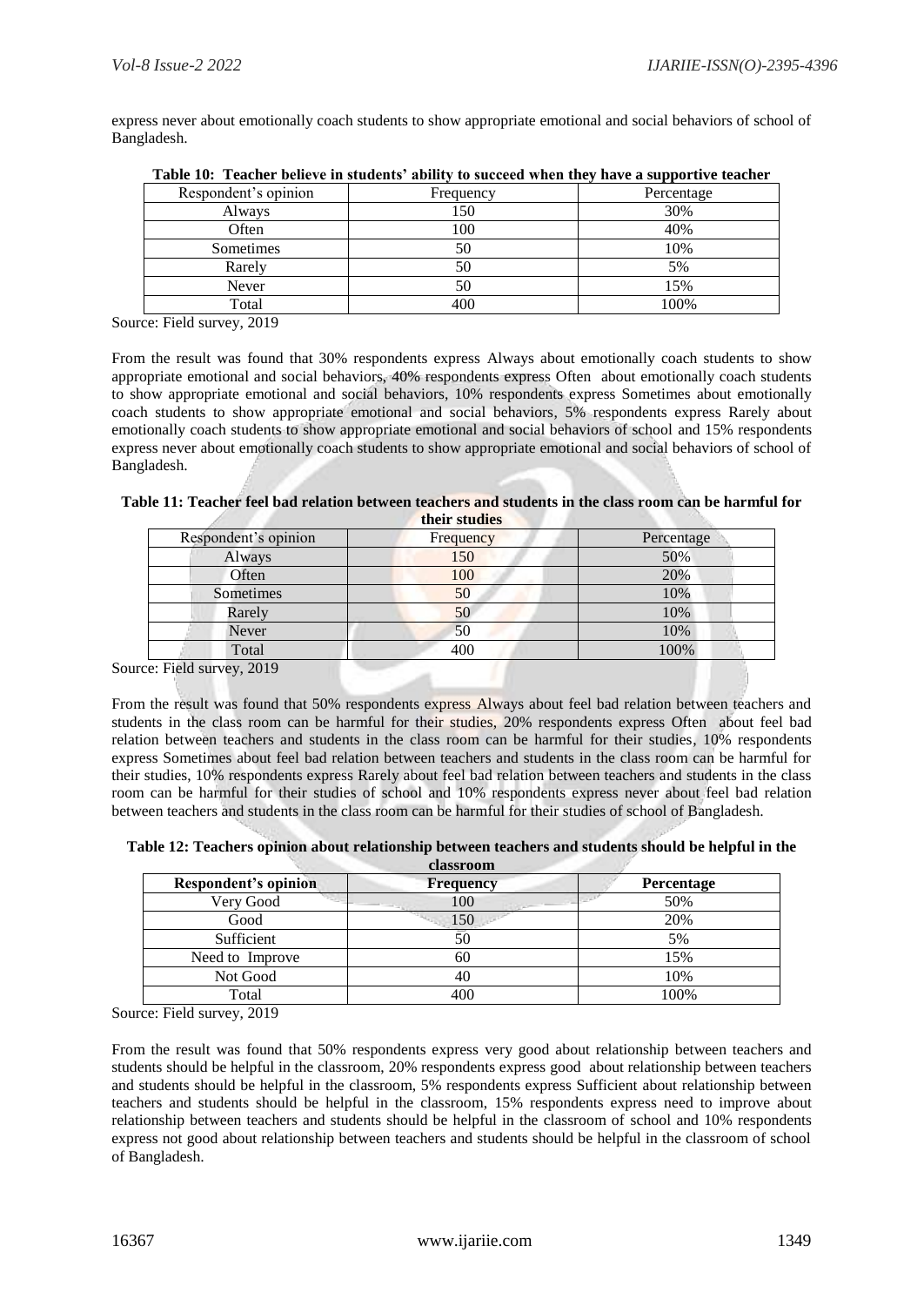express never about emotionally coach students to show appropriate emotional and social behaviors of school of Bangladesh.

**Table 10: Teacher believe in students' ability to succeed when they have a supportive teacher**

| Respondent's opinion | Frequency | Percentage |
|---|---|---|
| Always | 150 | 30% |
| Often | 100 | 40% |
| Sometimes | 50 | 10% |
| Rarely | 50 | 5% |
| Never | 50 | 15% |
| Total | 400 | 100% |

Source: Field survey, 2019

From the result was found that 30% respondents express Always about emotionally coach students to show appropriate emotional and social behaviors, 40% respondents express Often about emotionally coach students to show appropriate emotional and social behaviors, 10% respondents express Sometimes about emotionally coach students to show appropriate emotional and social behaviors, 5% respondents express Rarely about emotionally coach students to show appropriate emotional and social behaviors of school and 15% respondents express never about emotionally coach students to show appropriate emotional and social behaviors of school of Bangladesh.

**Table 11: Teacher feel bad relation between teachers and students in the class room can be harmful for their studies**

| Respondent's opinion | Frequency | Percentage |
|---|---|---|
| Always | 150 | 50% |
| Often | 100 | 20% |
| Sometimes | 50 | 10% |
| Rarely | 50 | 10% |
| Never | 50 | 10% |
| Total | 400 | 100% |

Source: Field survey, 2019

From the result was found that 50% respondents express Always about feel bad relation between teachers and students in the class room can be harmful for their studies, 20% respondents express Often about feel bad relation between teachers and students in the class room can be harmful for their studies, 10% respondents express Sometimes about feel bad relation between teachers and students in the class room can be harmful for their studies, 10% respondents express Rarely about feel bad relation between teachers and students in the class room can be harmful for their studies of school and 10% respondents express never about feel bad relation between teachers and students in the class room can be harmful for their studies of school of Bangladesh.

**Table 12: Teachers opinion about relationship between teachers and students should be helpful in the classroom**

| **Respondent's opinion** | **Frequency** | **Percentage** |
|---|---|---|
| Very Good | 100 | 50% |
| Good | 150 | 20% |
| Sufficient | 50 | 5% |
| Need to Improve | 60 | 15% |
| Not Good | 40 | 10% |
| Total | 400 | 100% |

Source: Field survey, 2019

From the result was found that 50% respondents express very good about relationship between teachers and students should be helpful in the classroom, 20% respondents express good about relationship between teachers and students should be helpful in the classroom, 5% respondents express Sufficient about relationship between teachers and students should be helpful in the classroom, 15% respondents express need to improve about relationship between teachers and students should be helpful in the classroom of school and 10% respondents express not good about relationship between teachers and students should be helpful in the classroom of school of Bangladesh.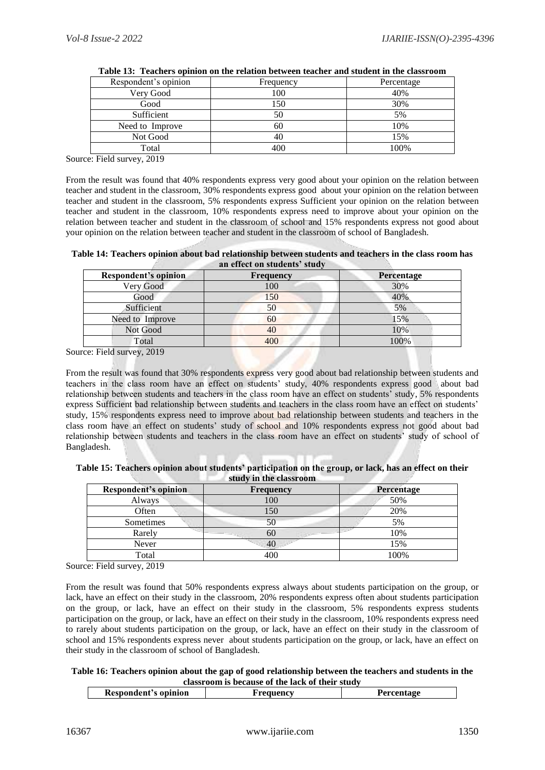**Table 13: Teachers opinion on the relation between teacher and student in the classroom**

| Respondent's opinion | Frequency | Percentage |
|---|---|---|
| Very Good | 100 | 40% |
| Good | 150 | 30% |
| Sufficient | 50 | 5% |
| Need to Improve | 60 | 10% |
| Not Good | 40 | 15% |
| Total | 400 | 100% |

Source: Field survey, 2019

From the result was found that 40% respondents express very good about your opinion on the relation between teacher and student in the classroom, 30% respondents express good about your opinion on the relation between teacher and student in the classroom, 5% respondents express Sufficient your opinion on the relation between teacher and student in the classroom, 10% respondents express need to improve about your opinion on the relation between teacher and student in the classroom of school and 15% respondents express not good about your opinion on the relation between teacher and student in the classroom of school of Bangladesh.

**Table 14: Teachers opinion about bad relationship between students and teachers in the class room has an effect on students' study**

| **Respondent's opinion** | **Frequency** | **Percentage** |
|---|---|---|
| Very Good | 100 | 30% |
| Good | 150 | 40% |
| Sufficient | 50 | 5% |
| Need to Improve | 60 | 15% |
| Not Good | 40 | 10% |
| Total | 400 | 100% |

Source: Field survey, 2019

From the result was found that 30% respondents express very good about bad relationship between students and teachers in the class room have an effect on students' study, 40% respondents express good about bad relationship between students and teachers in the class room have an effect on students' study, 5% respondents express Sufficient bad relationship between students and teachers in the class room have an effect on students' study, 15% respondents express need to improve about bad relationship between students and teachers in the class room have an effect on students' study of school and 10% respondents express not good about bad relationship between students and teachers in the class room have an effect on students' study of school of Bangladesh.

**Table 15: Teachers opinion about students' participation on the group, or lack, has an effect on their study in the classroom**

| **Respondent's opinion** | **Frequency** | **Percentage** |
|---|---|---|
| Always | 100 | 50% |
| Often | 150 | 20% |
| Sometimes | 50 | 5% |
| Rarely | 60 | 10% |
| Never | 40 | 15% |
| Total | 400 | 100% |

Source: Field survey, 2019

From the result was found that 50% respondents express always about students participation on the group, or lack, have an effect on their study in the classroom, 20% respondents express often about students participation on the group, or lack, have an effect on their study in the classroom, 5% respondents express students participation on the group, or lack, have an effect on their study in the classroom, 10% respondents express need to rarely about students participation on the group, or lack, have an effect on their study in the classroom of school and 15% respondents express never about students participation on the group, or lack, have an effect on their study in the classroom of school of Bangladesh.

**Table 16: Teachers opinion about the gap of good relationship between the teachers and students in the classroom is because of the lack of their study**

| **Respondent's opinion** | **Frequency** | **Percentage** |
|---|---|---|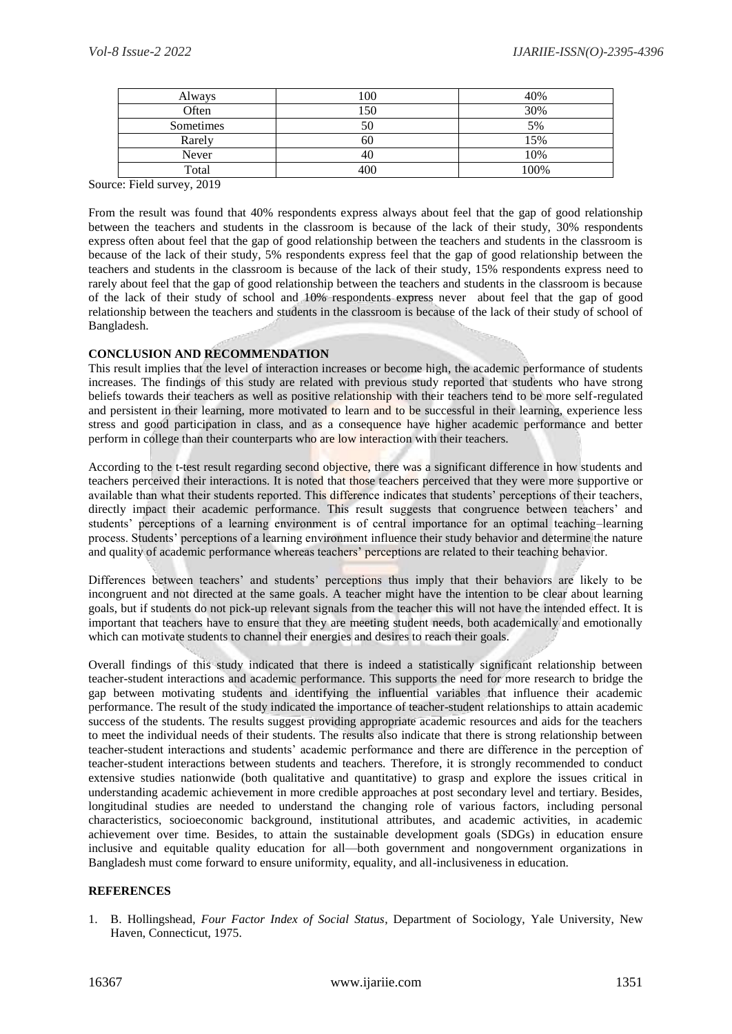| Always | 100 | 40% |
|---|---|---|
| Often | 150 | 30% |
| Sometimes | 50 | 5% |
| Rarely | 60 | 15% |
| Never | 40 | 10% |
| Total | 400 | 100% |

Source: Field survey, 2019

From the result was found that 40% respondents express always about feel that the gap of good relationship between the teachers and students in the classroom is because of the lack of their study, 30% respondents express often about feel that the gap of good relationship between the teachers and students in the classroom is because of the lack of their study, 5% respondents express feel that the gap of good relationship between the teachers and students in the classroom is because of the lack of their study, 15% respondents express need to rarely about feel that the gap of good relationship between the teachers and students in the classroom is because of the lack of their study of school and 10% respondents express never about feel that the gap of good relationship between the teachers and students in the classroom is because of the lack of their study of school of Bangladesh.

## CONCLUSION AND RECOMMENDATION

This result implies that the level of interaction increases or become high, the academic performance of students increases. The findings of this study are related with previous study reported that students who have strong beliefs towards their teachers as well as positive relationship with their teachers tend to be more self-regulated and persistent in their learning, more motivated to learn and to be successful in their learning, experience less stress and good participation in class, and as a consequence have higher academic performance and better perform in college than their counterparts who are low interaction with their teachers.

According to the t-test result regarding second objective, there was a significant difference in how students and teachers perceived their interactions. It is noted that those teachers perceived that they were more supportive or available than what their students reported. This difference indicates that students' perceptions of their teachers, directly impact their academic performance. This result suggests that congruence between teachers' and students' perceptions of a learning environment is of central importance for an optimal teaching–learning process. Students' perceptions of a learning environment influence their study behavior and determine the nature and quality of academic performance whereas teachers' perceptions are related to their teaching behavior.

Differences between teachers' and students' perceptions thus imply that their behaviors are likely to be incongruent and not directed at the same goals. A teacher might have the intention to be clear about learning goals, but if students do not pick-up relevant signals from the teacher this will not have the intended effect. It is important that teachers have to ensure that they are meeting student needs, both academically and emotionally which can motivate students to channel their energies and desires to reach their goals.

Overall findings of this study indicated that there is indeed a statistically significant relationship between teacher-student interactions and academic performance. This supports the need for more research to bridge the gap between motivating students and identifying the influential variables that influence their academic performance. The result of the study indicated the importance of teacher-student relationships to attain academic success of the students. The results suggest providing appropriate academic resources and aids for the teachers to meet the individual needs of their students. The results also indicate that there is strong relationship between teacher-student interactions and students' academic performance and there are difference in the perception of teacher-student interactions between students and teachers. Therefore, it is strongly recommended to conduct extensive studies nationwide (both qualitative and quantitative) to grasp and explore the issues critical in understanding academic achievement in more credible approaches at post secondary level and tertiary. Besides, longitudinal studies are needed to understand the changing role of various factors, including personal characteristics, socioeconomic background, institutional attributes, and academic activities, in academic achievement over time. Besides, to attain the sustainable development goals (SDGs) in education ensure inclusive and equitable quality education for all—both government and nongovernment organizations in Bangladesh must come forward to ensure uniformity, equality, and all-inclusiveness in education.

## REFERENCES

1. B. Hollingshead, *Four Factor Index of Social Status*, Department of Sociology, Yale University, New Haven, Connecticut, 1975.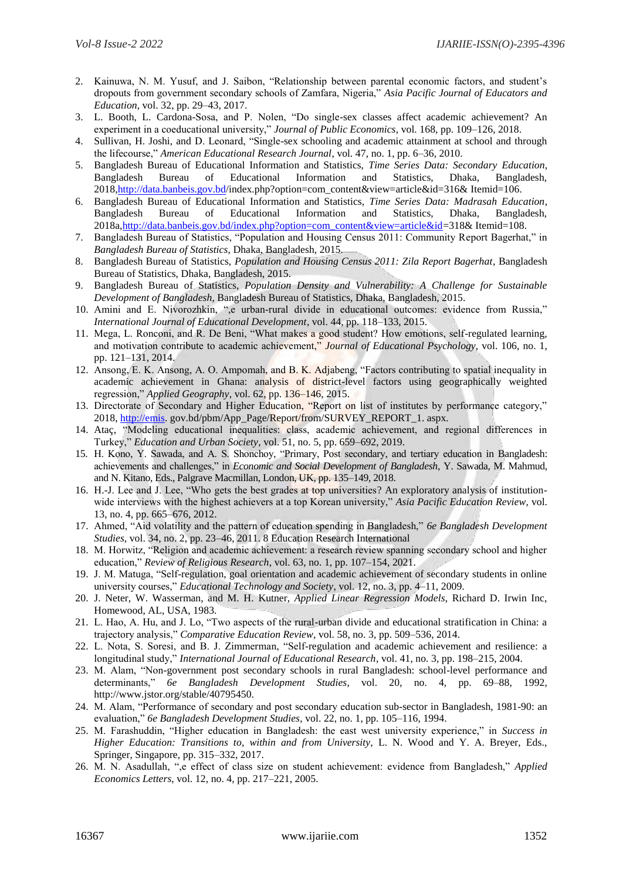2. Kainuwa, N. M. Yusuf, and J. Saibon, "Relationship between parental economic factors, and student's dropouts from government secondary schools of Zamfara, Nigeria," *Asia Pacific Journal of Educators and Education*, vol. 32, pp. 29–43, 2017.
3. L. Booth, L. Cardona-Sosa, and P. Nolen, "Do single-sex classes affect academic achievement? An experiment in a coeducational university," *Journal of Public Economics*, vol. 168, pp. 109–126, 2018.
4. Sullivan, H. Joshi, and D. Leonard, "Single-sex schooling and academic attainment at school and through the lifecourse," *American Educational Research Journal*, vol. 47, no. 1, pp. 6–36, 2010.
5. Bangladesh Bureau of Educational Information and Statistics, *Time Series Data: Secondary Education*, Bangladesh Bureau of Educational Information and Statistics, Dhaka, Bangladesh, 2018,http://data.banbeis.gov.bd/index.php?option=com_content&view=article&id=316& Itemid=106.
6. Bangladesh Bureau of Educational Information and Statistics, *Time Series Data: Madrasah Education*, Bangladesh Bureau of Educational Information and Statistics, Dhaka, Bangladesh, 2018a,http://data.banbeis.gov.bd/index.php?option=com_content&view=article&id=318& Itemid=108.
7. Bangladesh Bureau of Statistics, "Population and Housing Census 2011: Community Report Bagerhat," in *Bangladesh Bureau of Statistics*, Dhaka, Bangladesh, 2015.
8. Bangladesh Bureau of Statistics, *Population and Housing Census 2011: Zila Report Bagerhat*, Bangladesh Bureau of Statistics, Dhaka, Bangladesh, 2015.
9. Bangladesh Bureau of Statistics, *Population Density and Vulnerability: A Challenge for Sustainable Development of Bangladesh*, Bangladesh Bureau of Statistics, Dhaka, Bangladesh, 2015.
10. Amini and E. Nivorozhkin, ",e urban-rural divide in educational outcomes: evidence from Russia," *International Journal of Educational Development*, vol. 44, pp. 118–133, 2015.
11. Mega, L. Ronconi, and R. De Beni, "What makes a good student? How emotions, self-regulated learning, and motivation contribute to academic achievement," *Journal of Educational Psychology*, vol. 106, no. 1, pp. 121–131, 2014.
12. Ansong, E. K. Ansong, A. O. Ampomah, and B. K. Adjabeng, "Factors contributing to spatial inequality in academic achievement in Ghana: analysis of district-level factors using geographically weighted regression," *Applied Geography*, vol. 62, pp. 136–146, 2015.
13. Directorate of Secondary and Higher Education, "Report on list of institutes by performance category," 2018, http://emis. gov.bd/pbm/App_Page/Report/from/SURVEY_REPORT_1. aspx.
14. Ataç, "Modeling educational inequalities: class, academic achievement, and regional differences in Turkey," *Education and Urban Society*, vol. 51, no. 5, pp. 659–692, 2019.
15. H. Kono, Y. Sawada, and A. S. Shonchoy, "Primary, Post secondary, and tertiary education in Bangladesh: achievements and challenges," in *Economic and Social Development of Bangladesh*, Y. Sawada, M. Mahmud, and N. Kitano, Eds., Palgrave Macmillan, London, UK, pp. 135–149, 2018.
16. H.-J. Lee and J. Lee, "Who gets the best grades at top universities? An exploratory analysis of institution-wide interviews with the highest achievers at a top Korean university," *Asia Pacific Education Review*, vol. 13, no. 4, pp. 665–676, 2012.
17. Ahmed, "Aid volatility and the pattern of education spending in Bangladesh," *6e Bangladesh Development Studies*, vol. 34, no. 2, pp. 23–46, 2011. 8 Education Research International
18. M. Horwitz, "Religion and academic achievement: a research review spanning secondary school and higher education," *Review of Religious Research*, vol. 63, no. 1, pp. 107–154, 2021.
19. J. M. Matuga, "Self-regulation, goal orientation and academic achievement of secondary students in online university courses," *Educational Technology and Society*, vol. 12, no. 3, pp. 4–11, 2009.
20. J. Neter, W. Wasserman, and M. H. Kutner, *Applied Linear Regression Models*, Richard D. Irwin Inc, Homewood, AL, USA, 1983.
21. L. Hao, A. Hu, and J. Lo, "Two aspects of the rural-urban divide and educational stratification in China: a trajectory analysis," *Comparative Education Review*, vol. 58, no. 3, pp. 509–536, 2014.
22. L. Nota, S. Soresi, and B. J. Zimmerman, "Self-regulation and academic achievement and resilience: a longitudinal study," *International Journal of Educational Research*, vol. 41, no. 3, pp. 198–215, 2004.
23. M. Alam, "Non-government post secondary schools in rural Bangladesh: school-level performance and determinants," *6e Bangladesh Development Studies*, vol. 20, no. 4, pp. 69–88, 1992, http://www.jstor.org/stable/40795450.
24. M. Alam, "Performance of secondary and post secondary education sub-sector in Bangladesh, 1981-90: an evaluation," *6e Bangladesh Development Studies*, vol. 22, no. 1, pp. 105–116, 1994.
25. M. Farashuddin, "Higher education in Bangladesh: the east west university experience," in *Success in Higher Education: Transitions to, within and from University*, L. N. Wood and Y. A. Breyer, Eds., Springer, Singapore, pp. 315–332, 2017.
26. M. N. Asadullah, ",e effect of class size on student achievement: evidence from Bangladesh," *Applied Economics Letters*, vol. 12, no. 4, pp. 217–221, 2005.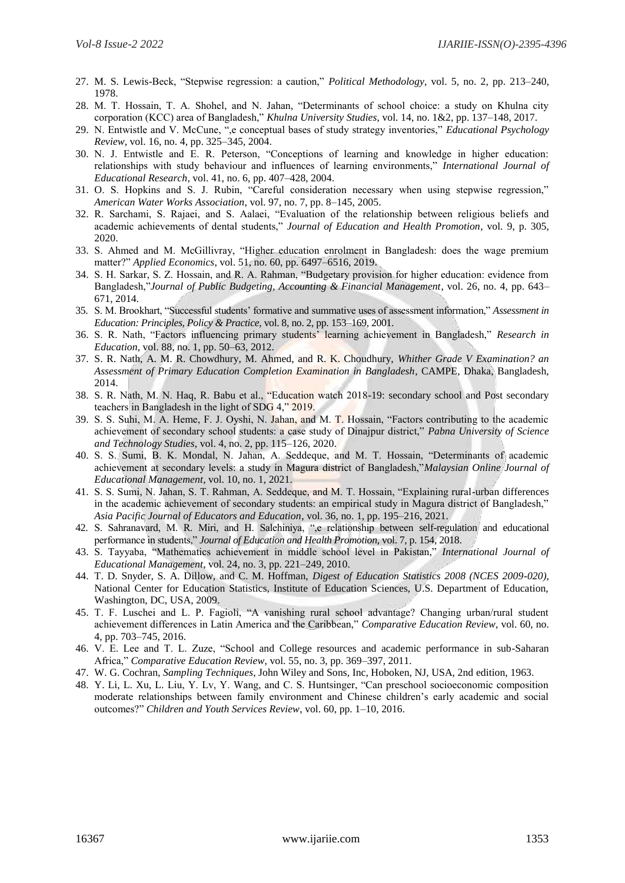27. M. S. Lewis-Beck, "Stepwise regression: a caution," *Political Methodology*, vol. 5, no. 2, pp. 213–240, 1978.
28. M. T. Hossain, T. A. Shohel, and N. Jahan, "Determinants of school choice: a study on Khulna city corporation (KCC) area of Bangladesh," *Khulna University Studies*, vol. 14, no. 1&2, pp. 137–148, 2017.
29. N. Entwistle and V. McCune, ",e conceptual bases of study strategy inventories," *Educational Psychology Review*, vol. 16, no. 4, pp. 325–345, 2004.
30. N. J. Entwistle and E. R. Peterson, "Conceptions of learning and knowledge in higher education: relationships with study behaviour and influences of learning environments," *International Journal of Educational Research*, vol. 41, no. 6, pp. 407–428, 2004.
31. O. S. Hopkins and S. J. Rubin, "Careful consideration necessary when using stepwise regression," *American Water Works Association*, vol. 97, no. 7, pp. 8–145, 2005.
32. R. Sarchami, S. Rajaei, and S. Aalaei, "Evaluation of the relationship between religious beliefs and academic achievements of dental students," *Journal of Education and Health Promotion*, vol. 9, p. 305, 2020.
33. S. Ahmed and M. McGillivray, "Higher education enrolment in Bangladesh: does the wage premium matter?" *Applied Economics*, vol. 51, no. 60, pp. 6497–6516, 2019.
34. S. H. Sarkar, S. Z. Hossain, and R. A. Rahman, "Budgetary provision for higher education: evidence from Bangladesh,"*Journal of Public Budgeting, Accounting & Financial Management*, vol. 26, no. 4, pp. 643–671, 2014.
35. S. M. Brookhart, "Successful students' formative and summative uses of assessment information," *Assessment in Education: Principles, Policy & Practice*, vol. 8, no. 2, pp. 153–169, 2001.
36. S. R. Nath, "Factors influencing primary students' learning achievement in Bangladesh," *Research in Education*, vol. 88, no. 1, pp. 50–63, 2012.
37. S. R. Nath, A. M. R. Chowdhury, M. Ahmed, and R. K. Choudhury, *Whither Grade V Examination? an Assessment of Primary Education Completion Examination in Bangladesh*, CAMPE, Dhaka, Bangladesh, 2014.
38. S. R. Nath, M. N. Haq, R. Babu et al., "Education watch 2018-19: secondary school and Post secondary teachers in Bangladesh in the light of SDG 4," 2019.
39. S. S. Suhi, M. A. Heme, F. J. Oyshi, N. Jahan, and M. T. Hossain, "Factors contributing to the academic achievement of secondary school students: a case study of Dinajpur district," *Pabna University of Science and Technology Studies*, vol. 4, no. 2, pp. 115–126, 2020.
40. S. S. Sumi, B. K. Mondal, N. Jahan, A. Seddeque, and M. T. Hossain, "Determinants of academic achievement at secondary levels: a study in Magura district of Bangladesh,"*Malaysian Online Journal of Educational Management*, vol. 10, no. 1, 2021.
41. S. S. Sumi, N. Jahan, S. T. Rahman, A. Seddeque, and M. T. Hossain, "Explaining rural-urban differences in the academic achievement of secondary students: an empirical study in Magura district of Bangladesh," *Asia Pacific Journal of Educators and Education*, vol. 36, no. 1, pp. 195–216, 2021.
42. S. Sahranavard, M. R. Miri, and H. Salehiniya, ",e relationship between self-regulation and educational performance in students," *Journal of Education and Health Promotion*, vol. 7, p. 154, 2018.
43. S. Tayyaba, "Mathematics achievement in middle school level in Pakistan," *International Journal of Educational Management*, vol. 24, no. 3, pp. 221–249, 2010.
44. T. D. Snyder, S. A. Dillow, and C. M. Hoffman, *Digest of Education Statistics 2008 (NCES 2009-020)*, National Center for Education Statistics, Institute of Education Sciences, U.S. Department of Education, Washington, DC, USA, 2009.
45. T. F. Luschei and L. P. Fagioli, "A vanishing rural school advantage? Changing urban/rural student achievement differences in Latin America and the Caribbean," *Comparative Education Review*, vol. 60, no. 4, pp. 703–745, 2016.
46. V. E. Lee and T. L. Zuze, "School and College resources and academic performance in sub-Saharan Africa," *Comparative Education Review*, vol. 55, no. 3, pp. 369–397, 2011.
47. W. G. Cochran, *Sampling Techniques*, John Wiley and Sons, Inc, Hoboken, NJ, USA, 2nd edition, 1963.
48. Y. Li, L. Xu, L. Liu, Y. Lv, Y. Wang, and C. S. Huntsinger, "Can preschool socioeconomic composition moderate relationships between family environment and Chinese children's early academic and social outcomes?" *Children and Youth Services Review*, vol. 60, pp. 1–10, 2016.